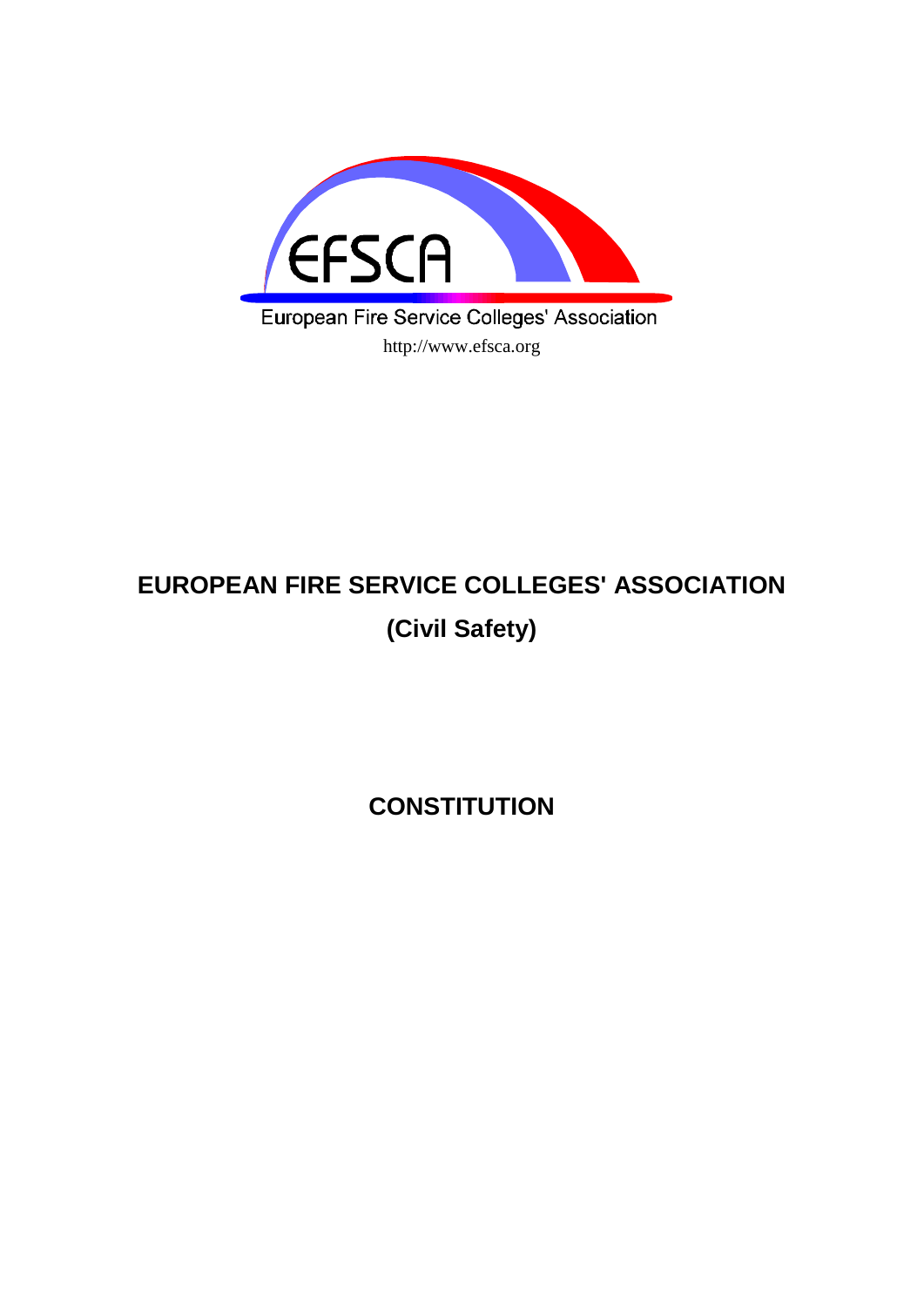EFSCA

European Fire Service Colleges' Association

http://www.efsca.org

# EUROPEAN FIRE SERVICE COLLEGES' ASSOCIATION

## (Civil Safety)

# CONSTITUTION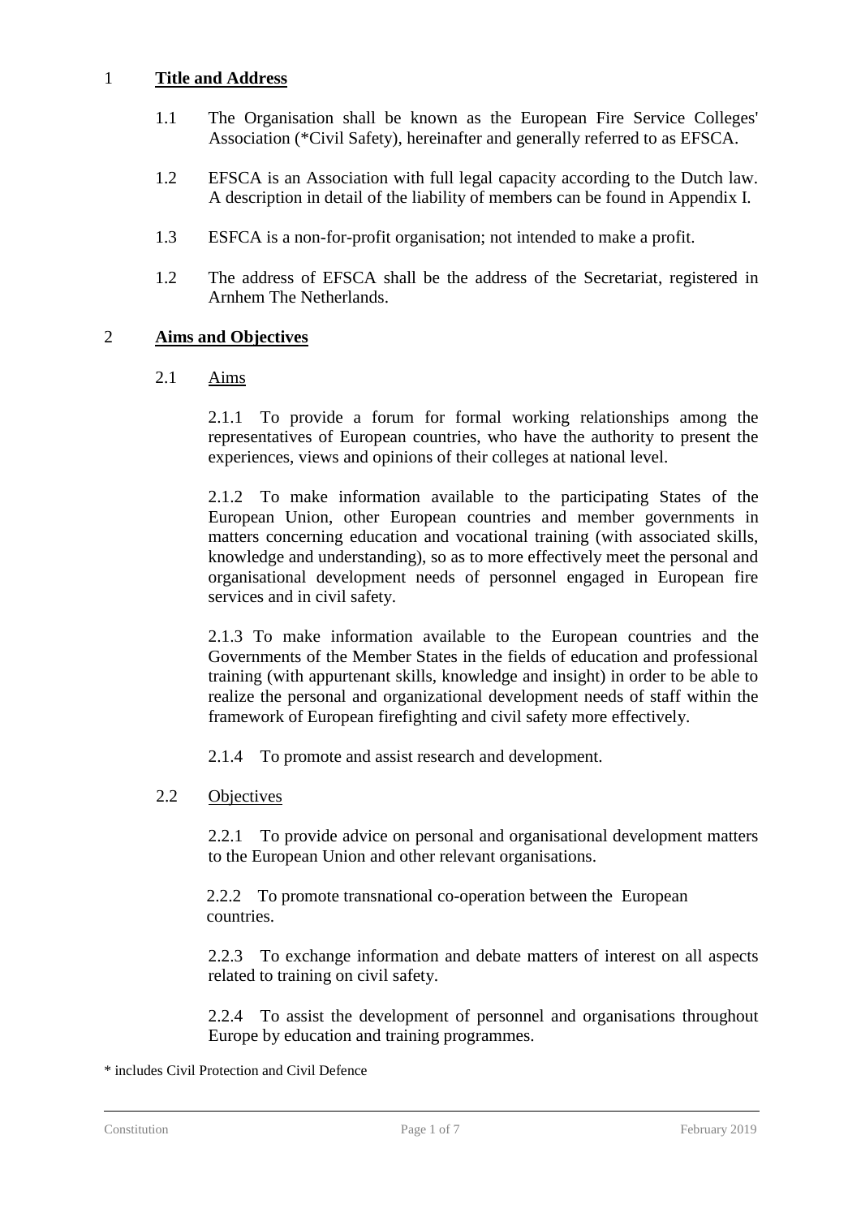## 1 **Title and Address**

1.1 The Organisation shall be known as the European Fire Service Colleges' Association (*Civil Safety), hereinafter and generally referred to as EFSCA.

1.2 EFSCA is an Association with full legal capacity according to the Dutch law. A description in detail of the liability of members can be found in Appendix I.

1.3 ESFCA is a non-for-profit organisation; not intended to make a profit.

1.2 The address of EFSCA shall be the address of the Secretariat, registered in Arnhem The Netherlands.

## 2 **Aims and Objectives**

### 2.1 Aims

2.1.1 To provide a forum for formal working relationships among the representatives of European countries, who have the authority to present the experiences, views and opinions of their colleges at national level.

2.1.2 To make information available to the participating States of the European Union, other European countries and member governments in matters concerning education and vocational training (with associated skills, knowledge and understanding), so as to more effectively meet the personal and organisational development needs of personnel engaged in European fire services and in civil safety.

2.1.3 To make information available to the European countries and the Governments of the Member States in the fields of education and professional training (with appurtenant skills, knowledge and insight) in order to be able to realize the personal and organizational development needs of staff within the framework of European firefighting and civil safety more effectively.

2.1.4 To promote and assist research and development.

### 2.2 Objectives

2.2.1 To provide advice on personal and organisational development matters to the European Union and other relevant organisations.

2.2.2 To promote transnational co-operation between the European countries.

2.2.3 To exchange information and debate matters of interest on all aspects related to training on civil safety.

2.2.4 To assist the development of personnel and organisations throughout Europe by education and training programmes.

* includes Civil Protection and Civil Defence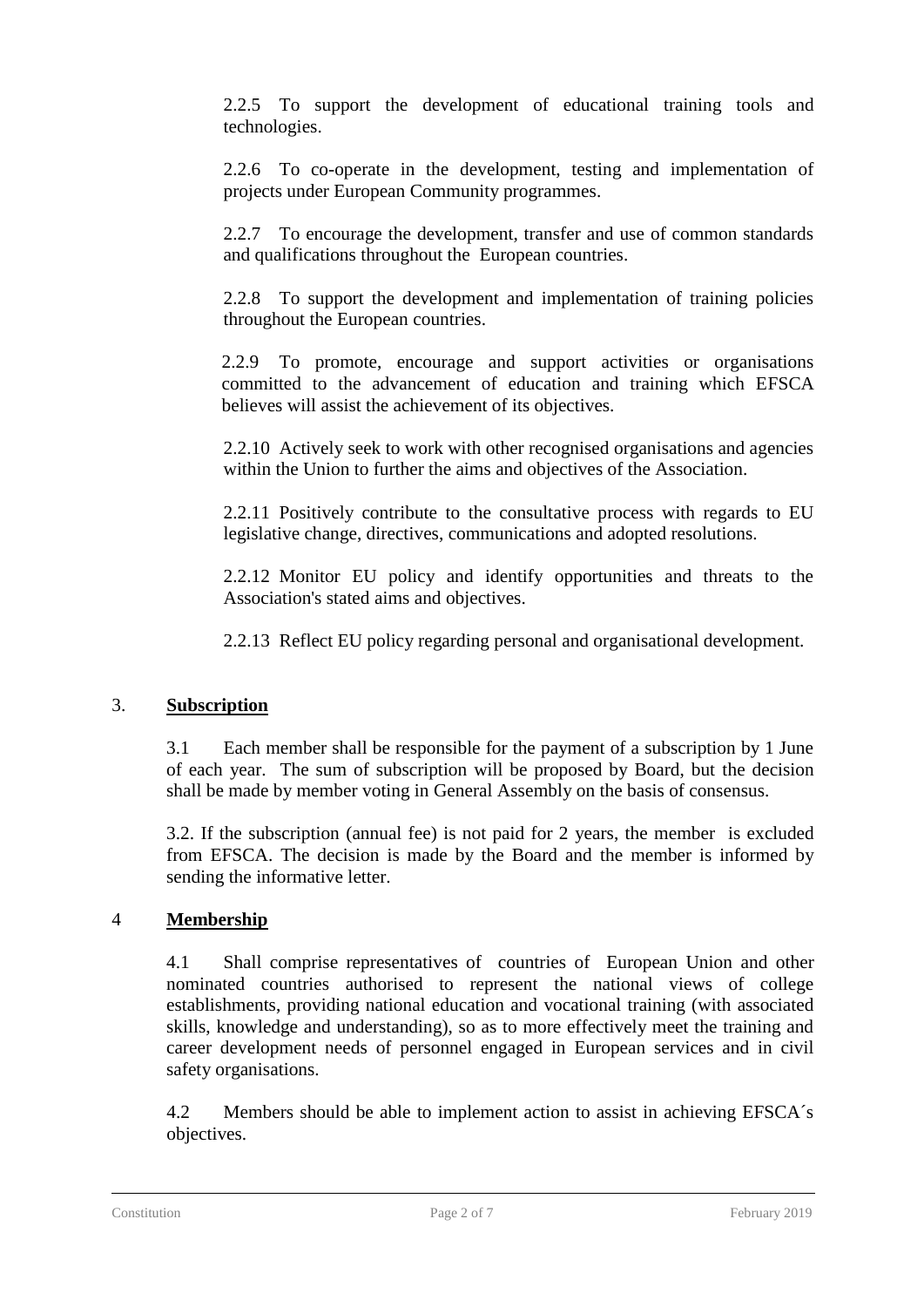2.2.5 To support the development of educational training tools and technologies.

2.2.6 To co-operate in the development, testing and implementation of projects under European Community programmes.

2.2.7 To encourage the development, transfer and use of common standards and qualifications throughout the European countries.

2.2.8 To support the development and implementation of training policies throughout the European countries.

2.2.9 To promote, encourage and support activities or organisations committed to the advancement of education and training which EFSCA believes will assist the achievement of its objectives.

2.2.10 Actively seek to work with other recognised organisations and agencies within the Union to further the aims and objectives of the Association.

2.2.11 Positively contribute to the consultative process with regards to EU legislative change, directives, communications and adopted resolutions.

2.2.12 Monitor EU policy and identify opportunities and threats to the Association's stated aims and objectives.

2.2.13 Reflect EU policy regarding personal and organisational development.

## 3. **Subscription**

3.1 Each member shall be responsible for the payment of a subscription by 1 June of each year. The sum of subscription will be proposed by Board, but the decision shall be made by member voting in General Assembly on the basis of consensus.

3.2. If the subscription (annual fee) is not paid for 2 years, the member is excluded from EFSCA. The decision is made by the Board and the member is informed by sending the informative letter.

## 4 **Membership**

4.1 Shall comprise representatives of countries of European Union and other nominated countries authorised to represent the national views of college establishments, providing national education and vocational training (with associated skills, knowledge and understanding), so as to more effectively meet the training and career development needs of personnel engaged in European services and in civil safety organisations.

4.2 Members should be able to implement action to assist in achieving EFSCA´s objectives.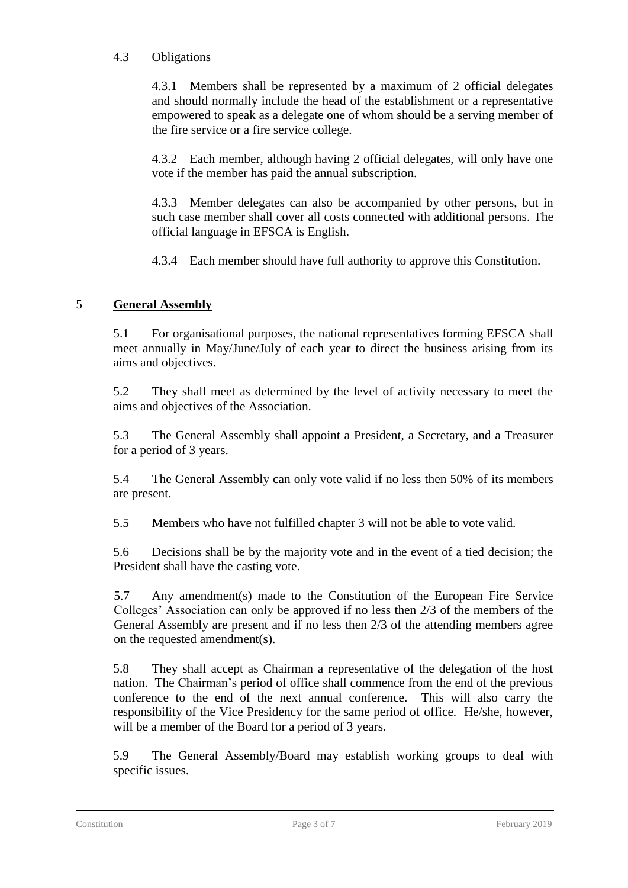### 4.3 Obligations

4.3.1 Members shall be represented by a maximum of 2 official delegates and should normally include the head of the establishment or a representative empowered to speak as a delegate one of whom should be a serving member of the fire service or a fire service college.

4.3.2 Each member, although having 2 official delegates, will only have one vote if the member has paid the annual subscription.

4.3.3 Member delegates can also be accompanied by other persons, but in such case member shall cover all costs connected with additional persons. The official language in EFSCA is English.

4.3.4 Each member should have full authority to approve this Constitution.

## 5 General Assembly

5.1 For organisational purposes, the national representatives forming EFSCA shall meet annually in May/June/July of each year to direct the business arising from its aims and objectives.

5.2 They shall meet as determined by the level of activity necessary to meet the aims and objectives of the Association.

5.3 The General Assembly shall appoint a President, a Secretary, and a Treasurer for a period of 3 years.

5.4 The General Assembly can only vote valid if no less then 50% of its members are present.

5.5 Members who have not fulfilled chapter 3 will not be able to vote valid.

5.6 Decisions shall be by the majority vote and in the event of a tied decision; the President shall have the casting vote.

5.7 Any amendment(s) made to the Constitution of the European Fire Service Colleges' Association can only be approved if no less then 2/3 of the members of the General Assembly are present and if no less then 2/3 of the attending members agree on the requested amendment(s).

5.8 They shall accept as Chairman a representative of the delegation of the host nation. The Chairman's period of office shall commence from the end of the previous conference to the end of the next annual conference. This will also carry the responsibility of the Vice Presidency for the same period of office. He/she, however, will be a member of the Board for a period of 3 years.

5.9 The General Assembly/Board may establish working groups to deal with specific issues.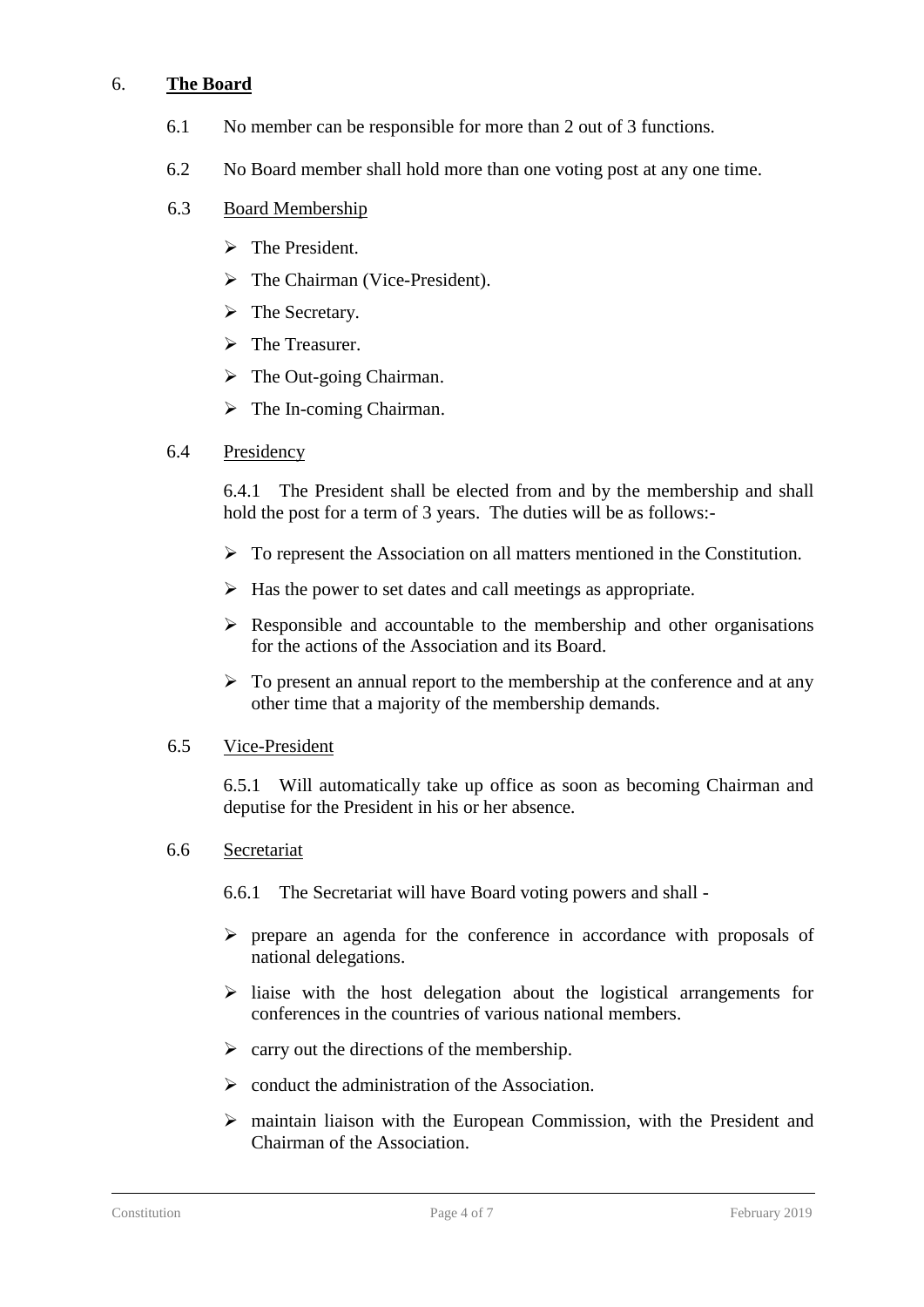## 6. The Board

6.1 No member can be responsible for more than 2 out of 3 functions.

6.2 No Board member shall hold more than one voting post at any one time.

6.3 Board Membership

- The President.
- The Chairman (Vice-President).
- The Secretary.
- The Treasurer.
- The Out-going Chairman.
- The In-coming Chairman.

6.4 Presidency

6.4.1 The President shall be elected from and by the membership and shall hold the post for a term of 3 years. The duties will be as follows:-

- To represent the Association on all matters mentioned in the Constitution.
- Has the power to set dates and call meetings as appropriate.
- Responsible and accountable to the membership and other organisations for the actions of the Association and its Board.
- To present an annual report to the membership at the conference and at any other time that a majority of the membership demands.

6.5 Vice-President

6.5.1 Will automatically take up office as soon as becoming Chairman and deputise for the President in his or her absence.

6.6 Secretariat

6.6.1 The Secretariat will have Board voting powers and shall -

- prepare an agenda for the conference in accordance with proposals of national delegations.
- liaise with the host delegation about the logistical arrangements for conferences in the countries of various national members.
- carry out the directions of the membership.
- conduct the administration of the Association.
- maintain liaison with the European Commission, with the President and Chairman of the Association.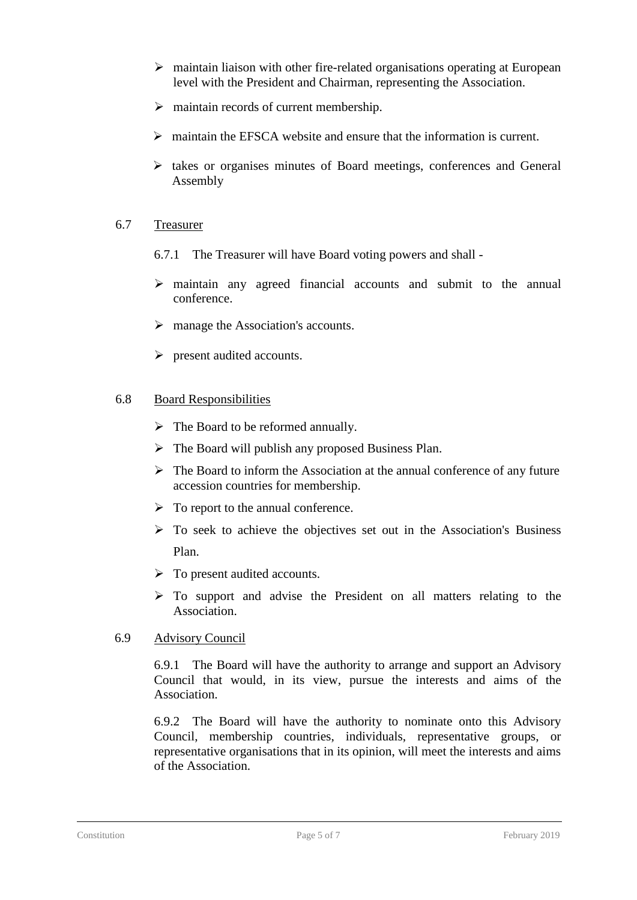- maintain liaison with other fire-related organisations operating at European level with the President and Chairman, representing the Association.
- maintain records of current membership.
- maintain the EFSCA website and ensure that the information is current.
- takes or organises minutes of Board meetings, conferences and General Assembly

6.7 Treasurer

6.7.1 The Treasurer will have Board voting powers and shall -

- maintain any agreed financial accounts and submit to the annual conference.
- manage the Association's accounts.
- present audited accounts.

6.8 Board Responsibilities

- The Board to be reformed annually.
- The Board will publish any proposed Business Plan.
- The Board to inform the Association at the annual conference of any future accession countries for membership.
- To report to the annual conference.
- To seek to achieve the objectives set out in the Association's Business Plan.
- To present audited accounts.
- To support and advise the President on all matters relating to the Association.

6.9 Advisory Council

6.9.1 The Board will have the authority to arrange and support an Advisory Council that would, in its view, pursue the interests and aims of the Association.

6.9.2 The Board will have the authority to nominate onto this Advisory Council, membership countries, individuals, representative groups, or representative organisations that in its opinion, will meet the interests and aims of the Association.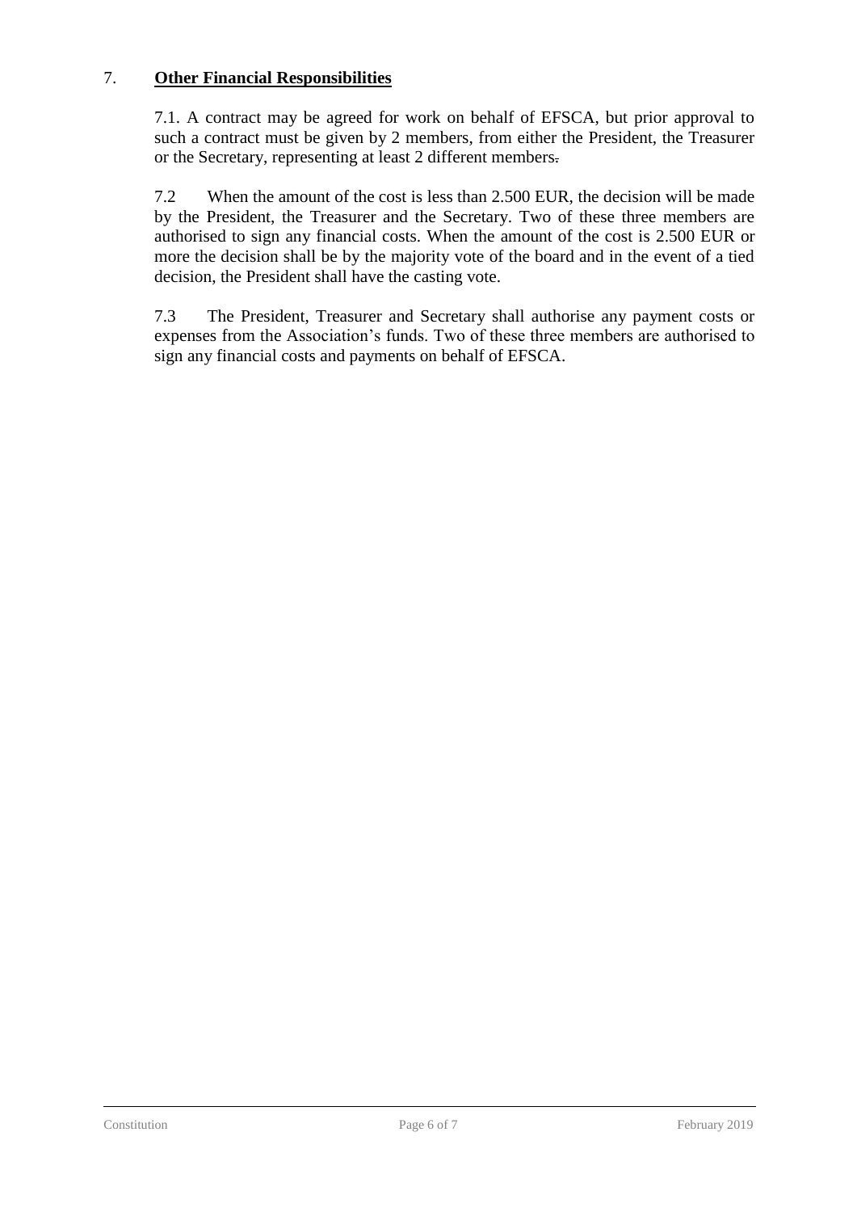## 7. **Other Financial Responsibilities**

7.1. A contract may be agreed for work on behalf of EFSCA, but prior approval to such a contract must be given by 2 members, from either the President, the Treasurer or the Secretary, representing at least 2 different members.

7.2 When the amount of the cost is less than 2.500 EUR, the decision will be made by the President, the Treasurer and the Secretary. Two of these three members are authorised to sign any financial costs. When the amount of the cost is 2.500 EUR or more the decision shall be by the majority vote of the board and in the event of a tied decision, the President shall have the casting vote.

7.3 The President, Treasurer and Secretary shall authorise any payment costs or expenses from the Association's funds. Two of these three members are authorised to sign any financial costs and payments on behalf of EFSCA.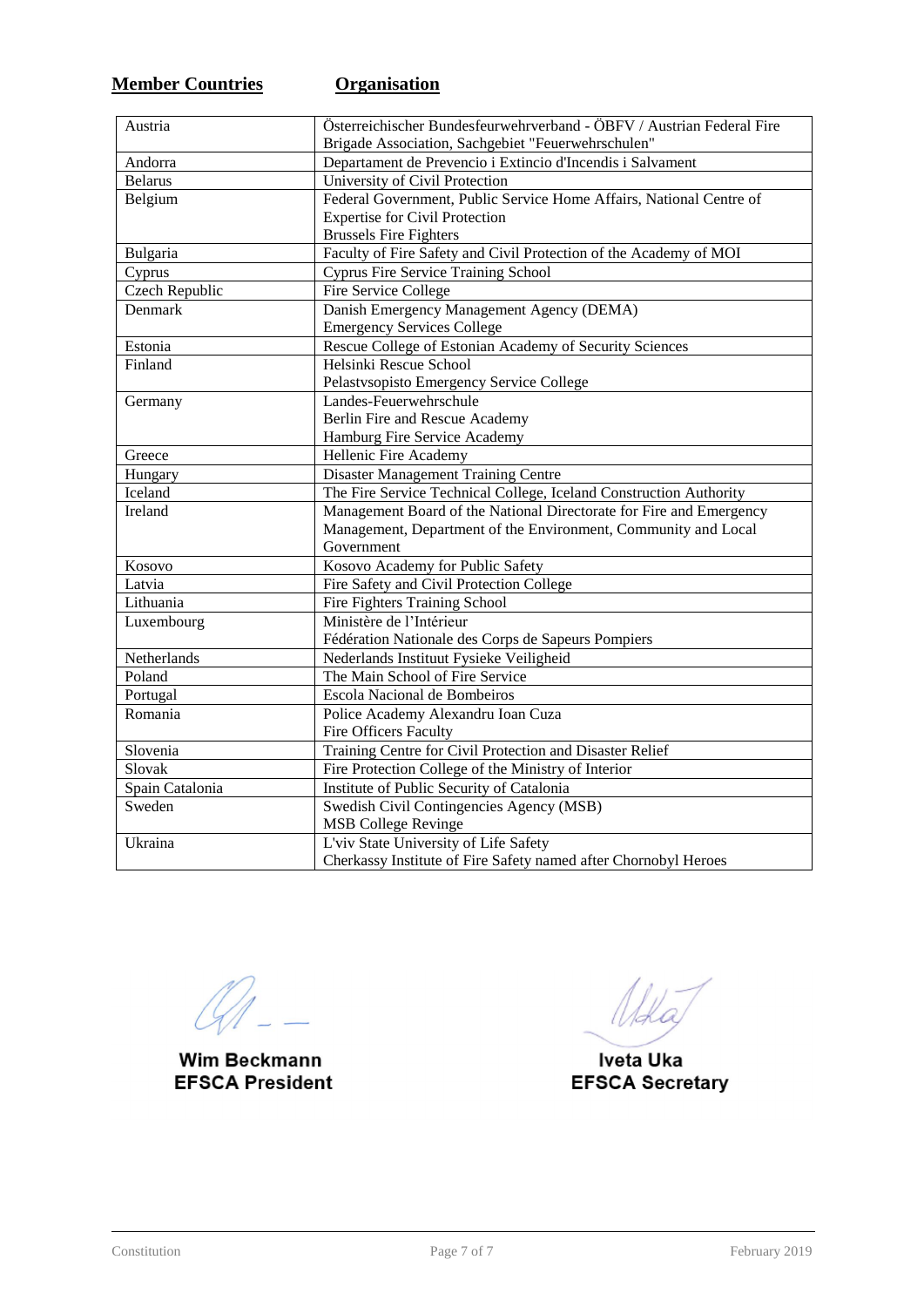| **Member Countries** | **Organisation** |
|---|---|
| Austria | Österreichischer Bundesfeuerwehrverband - ÖBFV / Austrian Federal Fire Brigade Association, Sachgebiet "Feuerwehrschulen" |
| Andorra | Departament de Prevencio i Extincio d'Incendis i Salvament |
| Belarus | University of Civil Protection |
| Belgium | Federal Government, Public Service Home Affairs, National Centre of Expertise for Civil Protection<br>Brussels Fire Fighters |
| Bulgaria | Faculty of Fire Safety and Civil Protection of the Academy of MOI |
| Cyprus | Cyprus Fire Service Training School |
| Czech Republic | Fire Service College |
| Denmark | Danish Emergency Management Agency (DEMA)<br>Emergency Services College |
| Estonia | Rescue College of Estonian Academy of Security Sciences |
| Finland | Helsinki Rescue School<br>Pelastvsopisto Emergency Service College |
| Germany | Landes-Feuerwehrschule<br>Berlin Fire and Rescue Academy<br>Hamburg Fire Service Academy |
| Greece | Hellenic Fire Academy |
| Hungary | Disaster Management Training Centre |
| Iceland | The Fire Service Technical College, Iceland Construction Authority |
| Ireland | Management Board of the National Directorate for Fire and Emergency Management, Department of the Environment, Community and Local Government |
| Kosovo | Kosovo Academy for Public Safety |
| Latvia | Fire Safety and Civil Protection College |
| Lithuania | Fire Fighters Training School |
| Luxembourg | Ministère de l'Intérieur<br>Fédération Nationale des Corps de Sapeurs Pompiers |
| Netherlands | Nederlands Instituut Fysieke Veiligheid |
| Poland | The Main School of Fire Service |
| Portugal | Escola Nacional de Bombeiros |
| Romania | Police Academy Alexandru Ioan Cuza<br>Fire Officers Faculty |
| Slovenia | Training Centre for Civil Protection and Disaster Relief |
| Slovak | Fire Protection College of the Ministry of Interior |
| Spain Catalonia | Institute of Public Security of Catalonia |
| Sweden | Swedish Civil Contingencies Agency (MSB)<br>MSB College Revinge |
| Ukraina | L'viv State University of Life Safety<br>Cherkassy Institute of Fire Safety named after Chornobyl Heroes |

**Wim Beckmann**
**EFSCA President**

**Iveta Uka**
**EFSCA Secretary**